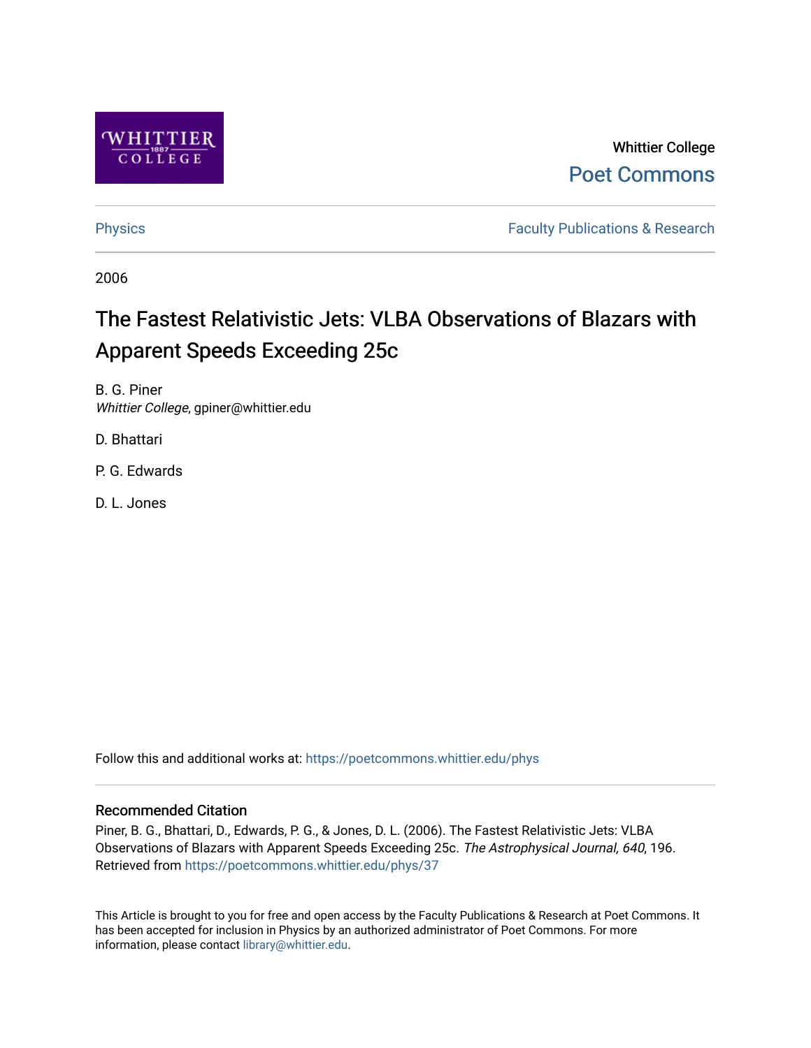Whittier College

Poet Commons

Physics

Faculty Publications & Research

2006

# The Fastest Relativistic Jets: VLBA Observations of Blazars with Apparent Speeds Exceeding 25c

B. G. Piner
*Whittier College*, gpiner@whittier.edu

D. Bhattari

P. G. Edwards

D. L. Jones

Follow this and additional works at: https://poetcommons.whittier.edu/phys

## Recommended Citation

Piner, B. G., Bhattari, D., Edwards, P. G., & Jones, D. L. (2006). The Fastest Relativistic Jets: VLBA Observations of Blazars with Apparent Speeds Exceeding 25c. *The Astrophysical Journal, 640*, 196. Retrieved from https://poetcommons.whittier.edu/phys/37

This Article is brought to you for free and open access by the Faculty Publications & Research at Poet Commons. It has been accepted for inclusion in Physics by an authorized administrator of Poet Commons. For more information, please contact library@whittier.edu.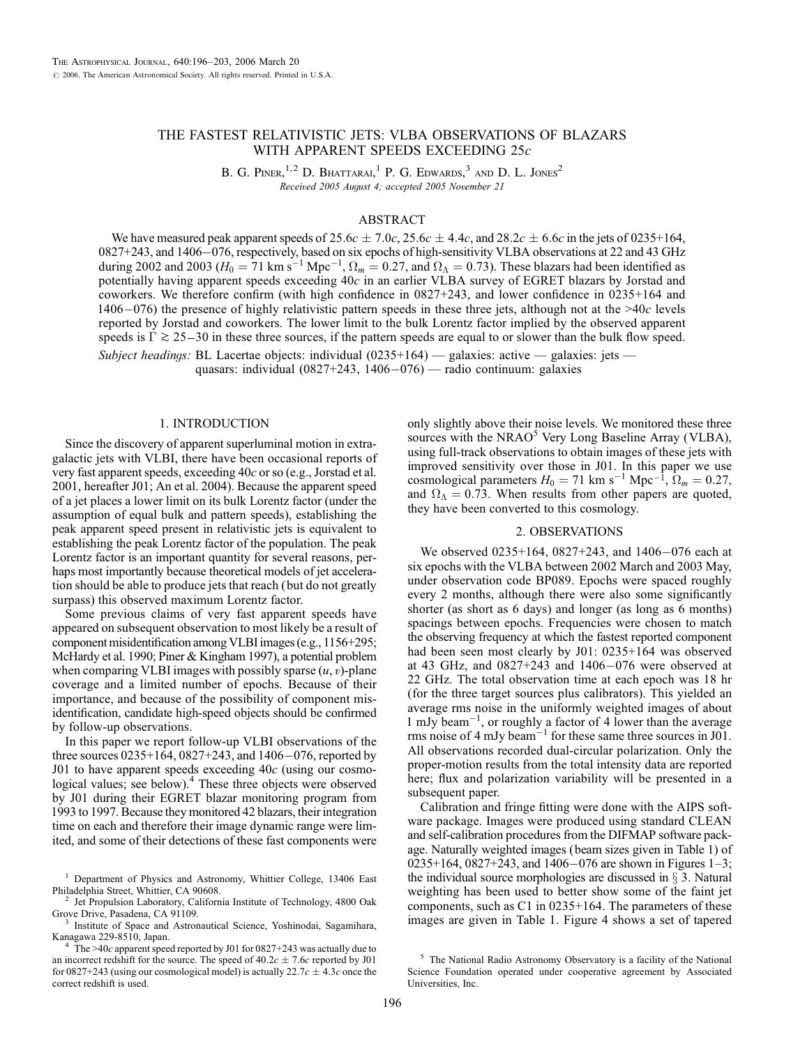# THE FASTEST RELATIVISTIC JETS: VLBA OBSERVATIONS OF BLAZARS WITH APPARENT SPEEDS EXCEEDING 25*c*

B. G. Piner,[1,2] D. Bhattarai,[1] P. G. Edwards,[3] and D. L. Jones[2]

*Received 2005 August 4; accepted 2005 November 21*

## ABSTRACT

We have measured peak apparent speeds of $25.6c \pm 7.0c$, $25.6c \pm 4.4c$, and $28.2c \pm 6.6c$ in the jets of 0235+164, 0827+243, and 1406−076, respectively, based on six epochs of high-sensitivity VLBA observations at 22 and 43 GHz during 2002 and 2003 ($H_0 = 71$ km s$^{-1}$ Mpc$^{-1}$, $\Omega_m = 0.27$, and $\Omega_\Lambda = 0.73$). These blazars had been identified as potentially having apparent speeds exceeding 40*c* in an earlier VLBA survey of EGRET blazars by Jorstad and coworkers. We therefore confirm (with high confidence in 0827+243, and lower confidence in 0235+164 and 1406−076) the presence of highly relativistic pattern speeds in these three jets, although not at the >40*c* levels reported by Jorstad and coworkers. The lower limit to the bulk Lorentz factor implied by the observed apparent speeds is $\Gamma \gtrsim 25$–$30$ in these three sources, if the pattern speeds are equal to or slower than the bulk flow speed.

*Subject headings:* BL Lacertae objects: individual (0235+164) — galaxies: active — galaxies: jets — quasars: individual (0827+243, 1406−076) — radio continuum: galaxies

## 1. INTRODUCTION

Since the discovery of apparent superluminal motion in extragalactic jets with VLBI, there have been occasional reports of very fast apparent speeds, exceeding 40*c* or so (e.g., Jorstad et al. 2001, hereafter J01; An et al. 2004). Because the apparent speed of a jet places a lower limit on its bulk Lorentz factor (under the assumption of equal bulk and pattern speeds), establishing the peak apparent speed present in relativistic jets is equivalent to establishing the peak Lorentz factor of the population. The peak Lorentz factor is an important quantity for several reasons, perhaps most importantly because theoretical models of jet acceleration should be able to produce jets that reach (but do not greatly surpass) this observed maximum Lorentz factor.

Some previous claims of very fast apparent speeds have appeared on subsequent observation to most likely be a result of component misidentification among VLBI images (e.g., 1156+295; McHardy et al. 1990; Piner & Kingham 1997), a potential problem when comparing VLBI images with possibly sparse $(u, v)$-plane coverage and a limited number of epochs. Because of their importance, and because of the possibility of component misidentification, candidate high-speed objects should be confirmed by follow-up observations.

In this paper we report follow-up VLBI observations of the three sources 0235+164, 0827+243, and 1406−076, reported by J01 to have apparent speeds exceeding 40*c* (using our cosmological values; see below).[4] These three objects were observed by J01 during their EGRET blazar monitoring program from 1993 to 1997. Because they monitored 42 blazars, their integration time on each and therefore their image dynamic range were limited, and some of their detections of these fast components were only slightly above their noise levels. We monitored these three sources with the NRAO[5] Very Long Baseline Array (VLBA), using full-track observations to obtain images of these jets with improved sensitivity over those in J01. In this paper we use cosmological parameters $H_0 = 71$ km s$^{-1}$ Mpc$^{-1}$, $\Omega_m = 0.27$, and $\Omega_\Lambda = 0.73$. When results from other papers are quoted, they have been converted to this cosmology.

## 2. OBSERVATIONS

We observed 0235+164, 0827+243, and 1406−076 each at six epochs with the VLBA between 2002 March and 2003 May, under observation code BP089. Epochs were spaced roughly every 2 months, although there were also some significantly shorter (as short as 6 days) and longer (as long as 6 months) spacings between epochs. Frequencies were chosen to match the observing frequency at which the fastest reported component had been seen most clearly by J01: 0235+164 was observed at 43 GHz, and 0827+243 and 1406−076 were observed at 22 GHz. The total observation time at each epoch was 18 hr (for the three target sources plus calibrators). This yielded an average rms noise in the uniformly weighted images of about 1 mJy beam$^{-1}$, or roughly a factor of 4 lower than the average rms noise of 4 mJy beam$^{-1}$ for these same three sources in J01. All observations recorded dual-circular polarization. Only the proper-motion results from the total intensity data are reported here; flux and polarization variability will be presented in a subsequent paper.

Calibration and fringe fitting were done with the AIPS software package. Images were produced using standard CLEAN and self-calibration procedures from the DIFMAP software package. Naturally weighted images (beam sizes given in Table 1) of 0235+164, 0827+243, and 1406−076 are shown in Figures 1–3; the individual source morphologies are discussed in § 3. Natural weighting has been used to better show some of the faint jet components, such as C1 in 0235+164. The parameters of these images are given in Table 1. Figure 4 shows a set of tapered

---

[1] Department of Physics and Astronomy, Whittier College, 13406 East Philadelphia Street, Whittier, CA 90608.

[2] Jet Propulsion Laboratory, California Institute of Technology, 4800 Oak Grove Drive, Pasadena, CA 91109.

[3] Institute of Space and Astronautical Science, Yoshinodai, Sagamihara, Kanagawa 229-8510, Japan.

[4] The >40*c* apparent speed reported by J01 for 0827+243 was actually due to an incorrect redshift for the source. The speed of $40.2c \pm 7.6c$ reported by J01 for 0827+243 (using our cosmological model) is actually $22.7c \pm 4.3c$ once the correct redshift is used.

[5] The National Radio Astronomy Observatory is a facility of the National Science Foundation operated under cooperative agreement by Associated Universities, Inc.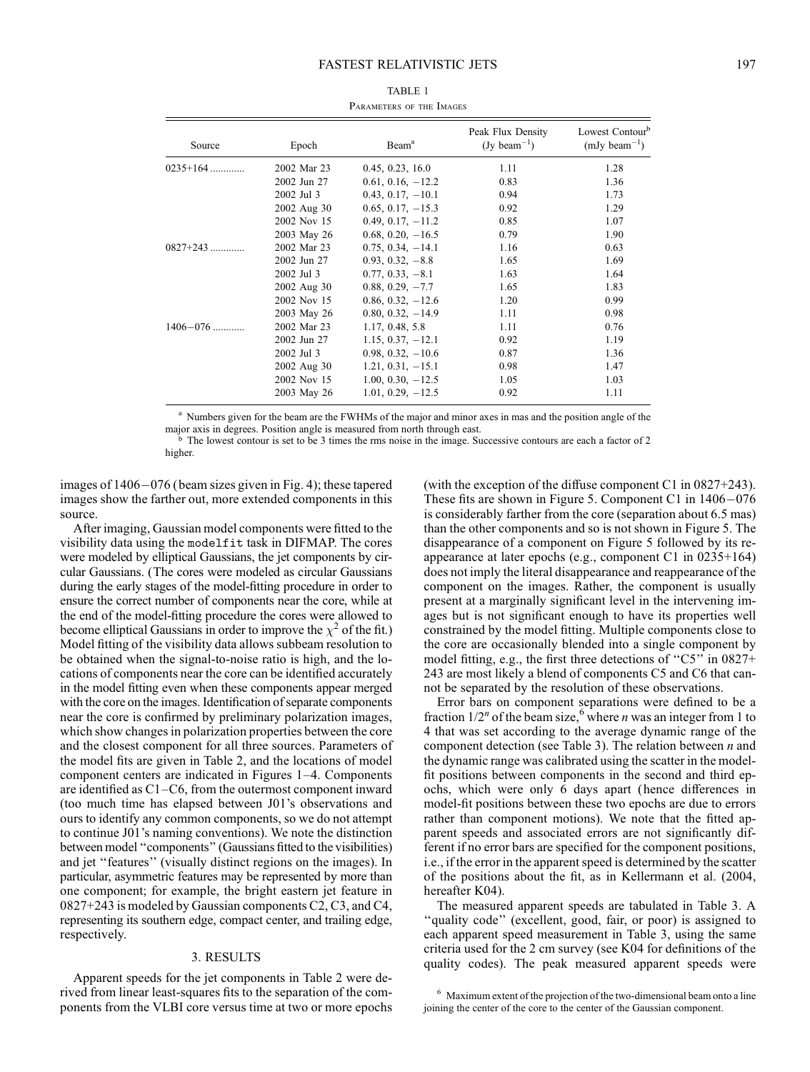TABLE 1

Parameters of the Images

| Source | Epoch | Beam[a] | Peak Flux Density (Jy beam$^{-1}$) | Lowest Contour[b] (mJy beam$^{-1}$) |
|---|---|---|---|---|
| 0235+164 ............. | 2002 Mar 23 | 0.45, 0.23, 16.0 | 1.11 | 1.28 |
| | 2002 Jun 27 | 0.61, 0.16, −12.2 | 0.83 | 1.36 |
| | 2002 Jul 3 | 0.43, 0.17, −10.1 | 0.94 | 1.73 |
| | 2002 Aug 30 | 0.65, 0.17, −15.3 | 0.92 | 1.29 |
| | 2002 Nov 15 | 0.49, 0.17, −11.2 | 0.85 | 1.07 |
| | 2003 May 26 | 0.68, 0.20, −16.5 | 0.79 | 1.90 |
| 0827+243 ............. | 2002 Mar 23 | 0.75, 0.34, −14.1 | 1.16 | 0.63 |
| | 2002 Jun 27 | 0.93, 0.32, −8.8 | 1.65 | 1.69 |
| | 2002 Jul 3 | 0.77, 0.33, −8.1 | 1.63 | 1.64 |
| | 2002 Aug 30 | 0.88, 0.29, −7.7 | 1.65 | 1.83 |
| | 2002 Nov 15 | 0.86, 0.32, −12.6 | 1.20 | 0.99 |
| | 2003 May 26 | 0.80, 0.32, −14.9 | 1.11 | 0.98 |
| 1406−076 ............ | 2002 Mar 23 | 1.17, 0.48, 5.8 | 1.11 | 0.76 |
| | 2002 Jun 27 | 1.15, 0.37, −12.1 | 0.92 | 1.19 |
| | 2002 Jul 3 | 0.98, 0.32, −10.6 | 0.87 | 1.36 |
| | 2002 Aug 30 | 1.21, 0.31, −15.1 | 0.98 | 1.47 |
| | 2002 Nov 15 | 1.00, 0.30, −12.5 | 1.05 | 1.03 |
| | 2003 May 26 | 1.01, 0.29, −12.5 | 0.92 | 1.11 |

[a] Numbers given for the beam are the FWHMs of the major and minor axes in mas and the position angle of the major axis in degrees. Position angle is measured from north through east.

[b] The lowest contour is set to be 3 times the rms noise in the image. Successive contours are each a factor of 2 higher.

images of 1406−076 (beam sizes given in Fig. 4); these tapered images show the farther out, more extended components in this source.

After imaging, Gaussian model components were fitted to the visibility data using the `modelfit` task in DIFMAP. The cores were modeled by elliptical Gaussians, the jet components by circular Gaussians. (The cores were modeled as circular Gaussians during the early stages of the model-fitting procedure in order to ensure the correct number of components near the core, while at the end of the model-fitting procedure the cores were allowed to become elliptical Gaussians in order to improve the $\chi^2$ of the fit.) Model fitting of the visibility data allows subbeam resolution to be obtained when the signal-to-noise ratio is high, and the locations of components near the core can be identified accurately in the model fitting even when these components appear merged with the core on the images. Identification of separate components near the core is confirmed by preliminary polarization images, which show changes in polarization properties between the core and the closest component for all three sources. Parameters of the model fits are given in Table 2, and the locations of model component centers are indicated in Figures 1–4. Components are identified as C1–C6, from the outermost component inward (too much time has elapsed between J01's observations and ours to identify any common components, so we do not attempt to continue J01's naming conventions). We note the distinction between model "components" (Gaussians fitted to the visibilities) and jet "features" (visually distinct regions on the images). In particular, asymmetric features may be represented by more than one component; for example, the bright eastern jet feature in 0827+243 is modeled by Gaussian components C2, C3, and C4, representing its southern edge, compact center, and trailing edge, respectively.

## 3. RESULTS

Apparent speeds for the jet components in Table 2 were derived from linear least-squares fits to the separation of the components from the VLBI core versus time at two or more epochs (with the exception of the diffuse component C1 in 0827+243). These fits are shown in Figure 5. Component C1 in 1406−076 is considerably farther from the core (separation about 6.5 mas) than the other components and so is not shown in Figure 5. The disappearance of a component on Figure 5 followed by its reappearance at later epochs (e.g., component C1 in 0235+164) does not imply the literal disappearance and reappearance of the component on the images. Rather, the component is usually present at a marginally significant level in the intervening images but is not significant enough to have its properties well constrained by the model fitting. Multiple components close to the core are occasionally blended into a single component by model fitting, e.g., the first three detections of "C5" in 0827+243 are most likely a blend of components C5 and C6 that cannot be separated by the resolution of these observations.

Error bars on component separations were defined to be a fraction $1/2^n$ of the beam size,[6] where $n$ was an integer from 1 to 4 that was set according to the average dynamic range of the component detection (see Table 3). The relation between $n$ and the dynamic range was calibrated using the scatter in the model-fit positions between components in the second and third epochs, which were only 6 days apart (hence differences in model-fit positions between these two epochs are due to errors rather than component motions). We note that the fitted apparent speeds and associated errors are not significantly different if no error bars are specified for the component positions, i.e., if the error in the apparent speed is determined by the scatter of the positions about the fit, as in Kellermann et al. (2004, hereafter K04).

The measured apparent speeds are tabulated in Table 3. A "quality code" (excellent, good, fair, or poor) is assigned to each apparent speed measurement in Table 3, using the same criteria used for the 2 cm survey (see K04 for definitions of the quality codes). The peak measured apparent speeds were

[6] Maximum extent of the projection of the two-dimensional beam onto a line joining the center of the core to the center of the Gaussian component.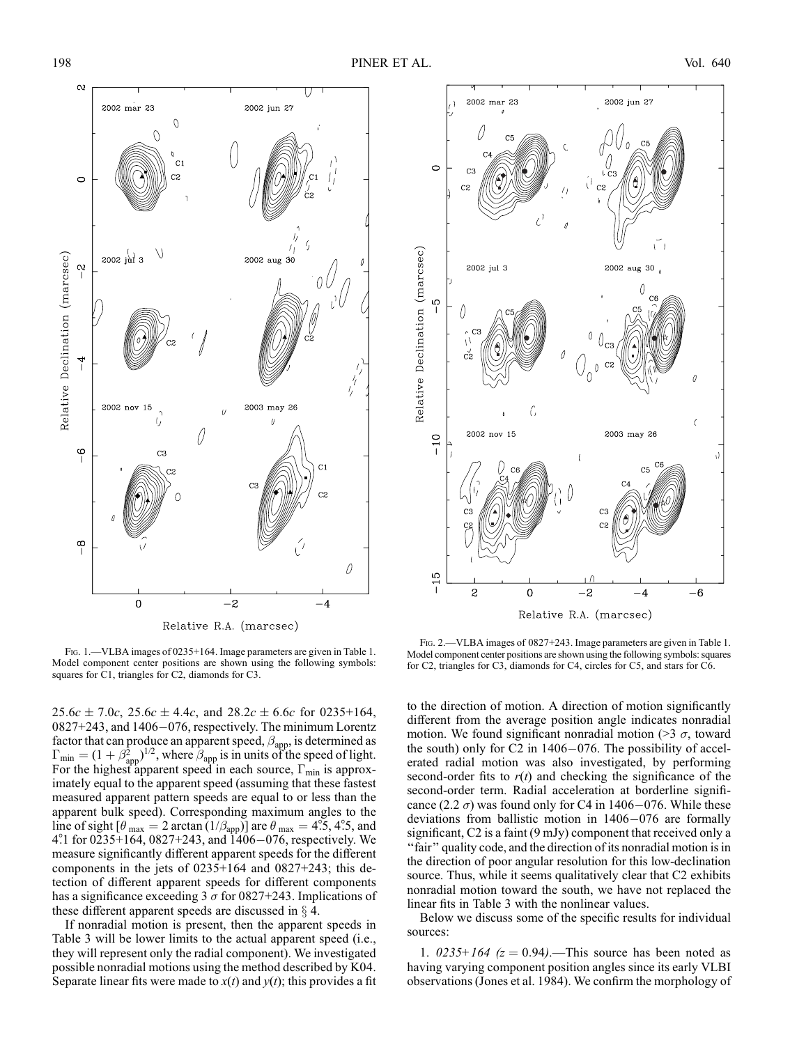Fig. 1.—VLBA images of 0235+164. Image parameters are given in Table 1. Model component center positions are shown using the following symbols: squares for C1, triangles for C2, diamonds for C3.

Fig. 2.—VLBA images of 0827+243. Image parameters are given in Table 1. Model component center positions are shown using the following symbols: squares for C2, triangles for C3, diamonds for C4, circles for C5, and stars for C6.

$25.6c \pm 7.0c$, $25.6c \pm 4.4c$, and $28.2c \pm 6.6c$ for 0235+164, 0827+243, and 1406−076, respectively. The minimum Lorentz factor that can produce an apparent speed, $\beta_{\rm app}$, is determined as $\Gamma_{\rm min} = (1 + \beta_{\rm app}^2)^{1/2}$, where $\beta_{\rm app}$ is in units of the speed of light. For the highest apparent speed in each source, $\Gamma_{\rm min}$ is approximately equal to the apparent speed (assuming that these fastest measured apparent pattern speeds are equal to or less than the apparent bulk speed). Corresponding maximum angles to the line of sight [$\theta_{\rm max} = 2 \arctan(1/\beta_{\rm app})$] are $\theta_{\rm max} = 4\overset{\circ}{.}5$, $4\overset{\circ}{.}5$, and $4\overset{\circ}{.}1$ for 0235+164, 0827+243, and 1406−076, respectively. We measure significantly different apparent speeds for the different components in the jets of 0235+164 and 0827+243; this detection of different apparent speeds for different components has a significance exceeding 3 $\sigma$ for 0827+243. Implications of these different apparent speeds are discussed in § 4.

If nonradial motion is present, then the apparent speeds in Table 3 will be lower limits to the actual apparent speed (i.e., they will represent only the radial component). We investigated possible nonradial motions using the method described by K04. Separate linear fits were made to $x(t)$ and $y(t)$; this provides a fit to the direction of motion. A direction of motion significantly different from the average position angle indicates nonradial motion. We found significant nonradial motion (>3 $\sigma$, toward the south) only for C2 in 1406−076. The possibility of accelerated radial motion was also investigated, by performing second-order fits to $r(t)$ and checking the significance of the second-order term. Radial acceleration at borderline significance (2.2 $\sigma$) was found only for C4 in 1406−076. While these deviations from ballistic motion in 1406−076 are formally significant, C2 is a faint (9 mJy) component that received only a "fair" quality code, and the direction of its nonradial motion is in the direction of poor angular resolution for this low-declination source. Thus, while it seems qualitatively clear that C2 exhibits nonradial motion toward the south, we have not replaced the linear fits in Table 3 with the nonlinear values.

Below we discuss some of the specific results for individual sources:

1. *0235+164 ($z = 0.94$).*—This source has been noted as having varying component position angles since its early VLBI observations (Jones et al. 1984). We confirm the morphology of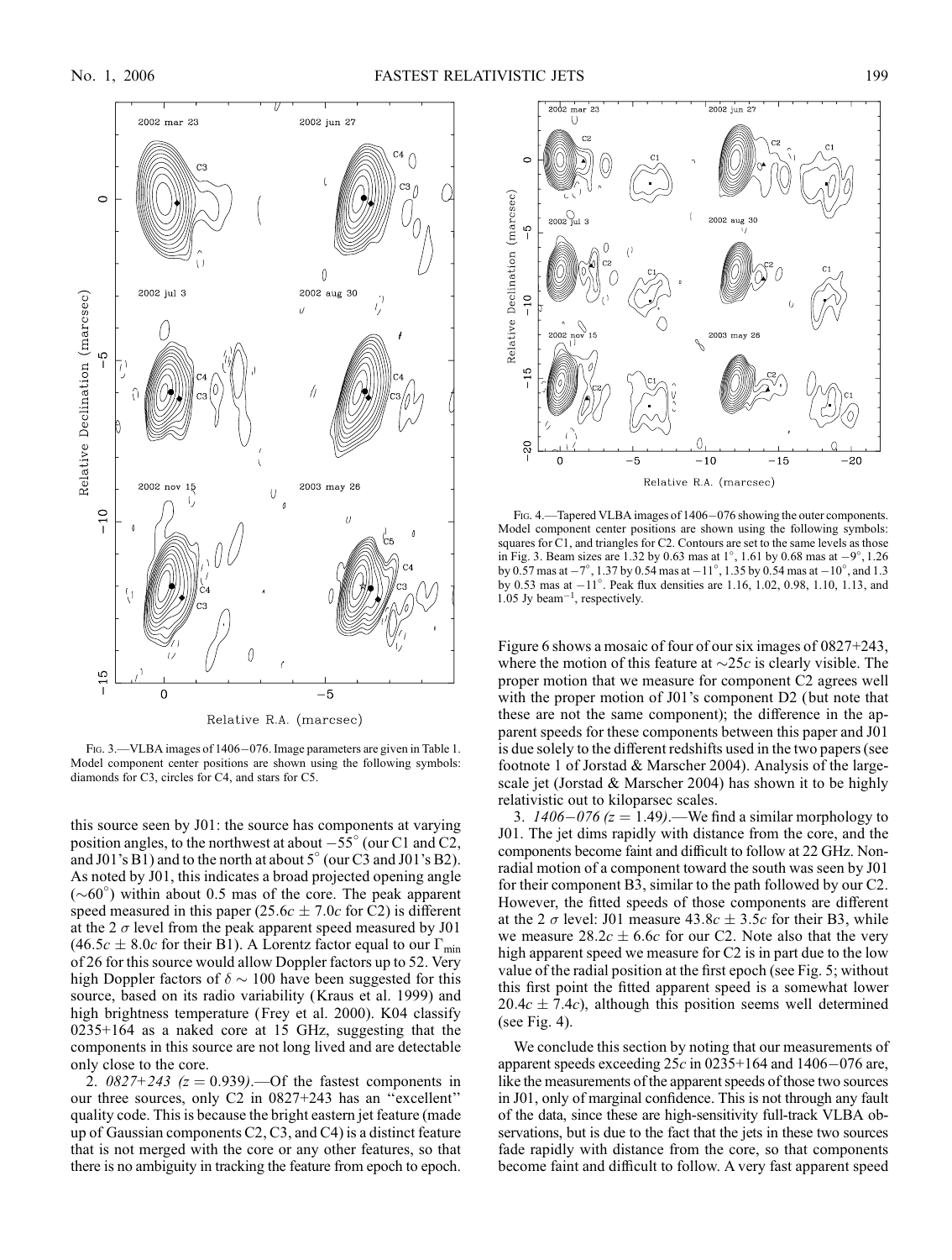FIG. 3.—VLBA images of 1406−076. Image parameters are given in Table 1. Model component center positions are shown using the following symbols: diamonds for C3, circles for C4, and stars for C5.

FIG. 4.—Tapered VLBA images of 1406−076 showing the outer components. Model component center positions are shown using the following symbols: squares for C1, and triangles for C2. Contours are set to the same levels as those in Fig. 3. Beam sizes are 1.32 by 0.63 mas at 1°, 1.61 by 0.68 mas at −9°, 1.26 by 0.57 mas at −7°, 1.37 by 0.54 mas at −11°, 1.35 by 0.54 mas at −10°, and 1.3 by 0.53 mas at −11°. Peak flux densities are 1.16, 1.02, 0.98, 1.10, 1.13, and 1.05 Jy beam$^{-1}$, respectively.

this source seen by J01: the source has components at varying position angles, to the northwest at about −55° (our C1 and C2, and J01's B1) and to the north at about 5° (our C3 and J01's B2). As noted by J01, this indicates a broad projected opening angle (∼60°) within about 0.5 mas of the core. The peak apparent speed measured in this paper ($25.6c \pm 7.0c$ for C2) is different at the 2 $\sigma$ level from the peak apparent speed measured by J01 ($46.5c \pm 8.0c$ for their B1). A Lorentz factor equal to our $\Gamma_{\rm min}$ of 26 for this source would allow Doppler factors up to 52. Very high Doppler factors of $\delta \sim 100$ have been suggested for this source, based on its radio variability (Kraus et al. 1999) and high brightness temperature (Frey et al. 2000). K04 classify 0235+164 as a naked core at 15 GHz, suggesting that the components in this source are not long lived and are detectable only close to the core.

2. *0827+243 (z = 0.939)*.—Of the fastest components in our three sources, only C2 in 0827+243 has an "excellent" quality code. This is because the bright eastern jet feature (made up of Gaussian components C2, C3, and C4) is a distinct feature that is not merged with the core or any other features, so that there is no ambiguity in tracking the feature from epoch to epoch. Figure 6 shows a mosaic of four of our six images of 0827+243, where the motion of this feature at ∼25$c$ is clearly visible. The proper motion that we measure for component C2 agrees well with the proper motion of J01's component D2 (but note that these are not the same component); the difference in the apparent speeds for these components between this paper and J01 is due solely to the different redshifts used in the two papers (see footnote 1 of Jorstad & Marscher 2004). Analysis of the large-scale jet (Jorstad & Marscher 2004) has shown it to be highly relativistic out to kiloparsec scales.

3. *1406−076 (z = 1.49)*.—We find a similar morphology to J01. The jet dims rapidly with distance from the core, and the components become faint and difficult to follow at 22 GHz. Nonradial motion of a component toward the south was seen by J01 for their component B3, similar to the path followed by our C2. However, the fitted speeds of those components are different at the 2 $\sigma$ level: J01 measure $43.8c \pm 3.5c$ for their B3, while we measure $28.2c \pm 6.6c$ for our C2. Note also that the very high apparent speed we measure for C2 is in part due to the low value of the radial position at the first epoch (see Fig. 5; without this first point the fitted apparent speed is a somewhat lower $20.4c \pm 7.4c$), although this position seems well determined (see Fig. 4).

We conclude this section by noting that our measurements of apparent speeds exceeding 25$c$ in 0235+164 and 1406−076 are, like the measurements of the apparent speeds of those two sources in J01, only of marginal confidence. This is not through any fault of the data, since these are high-sensitivity full-track VLBA observations, but is due to the fact that the jets in these two sources fade rapidly with distance from the core, so that components become faint and difficult to follow. A very fast apparent speed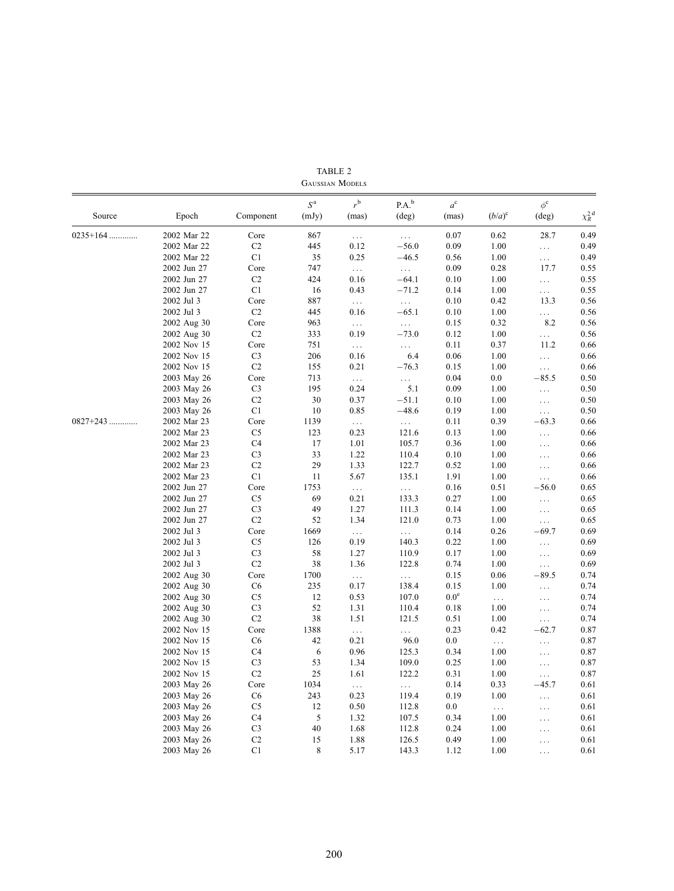TABLE 2

Gaussian Models

| Source | Epoch | Component | $S^{a}$ (mJy) | $r^{b}$ (mas) | P.A.[b] (deg) | $a^{c}$ (mas) | $(b/a)^{c}$ | $\phi^{c}$ (deg) | $\chi_R^{2\,d}$ |
|---|---|---|---|---|---|---|---|---|---|
| 0235+164 ............ | 2002 Mar 22 | Core | 867 | ... | ... | 0.07 | 0.62 | 28.7 | 0.49 |
| | 2002 Mar 22 | C2 | 445 | 0.12 | −56.0 | 0.09 | 1.00 | ... | 0.49 |
| | 2002 Mar 22 | C1 | 35 | 0.25 | −46.5 | 0.56 | 1.00 | ... | 0.49 |
| | 2002 Jun 27 | Core | 747 | ... | ... | 0.09 | 0.28 | 17.7 | 0.55 |
| | 2002 Jun 27 | C2 | 424 | 0.16 | −64.1 | 0.10 | 1.00 | ... | 0.55 |
| | 2002 Jun 27 | C1 | 16 | 0.43 | −71.2 | 0.14 | 1.00 | ... | 0.55 |
| | 2002 Jul 3 | Core | 887 | ... | ... | 0.10 | 0.42 | 13.3 | 0.56 |
| | 2002 Jul 3 | C2 | 445 | 0.16 | −65.1 | 0.10 | 1.00 | ... | 0.56 |
| | 2002 Aug 30 | Core | 963 | ... | ... | 0.15 | 0.32 | 8.2 | 0.56 |
| | 2002 Aug 30 | C2 | 333 | 0.19 | −73.0 | 0.12 | 1.00 | ... | 0.56 |
| | 2002 Nov 15 | Core | 751 | ... | ... | 0.11 | 0.37 | 11.2 | 0.66 |
| | 2002 Nov 15 | C3 | 206 | 0.16 | 6.4 | 0.06 | 1.00 | ... | 0.66 |
| | 2002 Nov 15 | C2 | 155 | 0.21 | −76.3 | 0.15 | 1.00 | ... | 0.66 |
| | 2003 May 26 | Core | 713 | ... | ... | 0.04 | 0.0 | −85.5 | 0.50 |
| | 2003 May 26 | C3 | 195 | 0.24 | 5.1 | 0.09 | 1.00 | ... | 0.50 |
| | 2003 May 26 | C2 | 30 | 0.37 | −51.1 | 0.10 | 1.00 | ... | 0.50 |
| | 2003 May 26 | C1 | 10 | 0.85 | −48.6 | 0.19 | 1.00 | ... | 0.50 |
| 0827+243 ............ | 2002 Mar 23 | Core | 1139 | ... | ... | 0.11 | 0.39 | −63.3 | 0.66 |
| | 2002 Mar 23 | C5 | 123 | 0.23 | 121.6 | 0.13 | 1.00 | ... | 0.66 |
| | 2002 Mar 23 | C4 | 17 | 1.01 | 105.7 | 0.36 | 1.00 | ... | 0.66 |
| | 2002 Mar 23 | C3 | 33 | 1.22 | 110.4 | 0.10 | 1.00 | ... | 0.66 |
| | 2002 Mar 23 | C2 | 29 | 1.33 | 122.7 | 0.52 | 1.00 | ... | 0.66 |
| | 2002 Mar 23 | C1 | 11 | 5.67 | 135.1 | 1.91 | 1.00 | ... | 0.66 |
| | 2002 Jun 27 | Core | 1753 | ... | ... | 0.16 | 0.51 | −56.0 | 0.65 |
| | 2002 Jun 27 | C5 | 69 | 0.21 | 133.3 | 0.27 | 1.00 | ... | 0.65 |
| | 2002 Jun 27 | C3 | 49 | 1.27 | 111.3 | 0.14 | 1.00 | ... | 0.65 |
| | 2002 Jun 27 | C2 | 52 | 1.34 | 121.0 | 0.73 | 1.00 | ... | 0.65 |
| | 2002 Jul 3 | Core | 1669 | ... | ... | 0.14 | 0.26 | −69.7 | 0.69 |
| | 2002 Jul 3 | C5 | 126 | 0.19 | 140.3 | 0.22 | 1.00 | ... | 0.69 |
| | 2002 Jul 3 | C3 | 58 | 1.27 | 110.9 | 0.17 | 1.00 | ... | 0.69 |
| | 2002 Jul 3 | C2 | 38 | 1.36 | 122.8 | 0.74 | 1.00 | ... | 0.69 |
| | 2002 Aug 30 | Core | 1700 | ... | ... | 0.15 | 0.06 | −89.5 | 0.74 |
| | 2002 Aug 30 | C6 | 235 | 0.17 | 138.4 | 0.15 | 1.00 | ... | 0.74 |
| | 2002 Aug 30 | C5 | 12 | 0.53 | 107.0 | 0.0[e] | ... | ... | 0.74 |
| | 2002 Aug 30 | C3 | 52 | 1.31 | 110.4 | 0.18 | 1.00 | ... | 0.74 |
| | 2002 Aug 30 | C2 | 38 | 1.51 | 121.5 | 0.51 | 1.00 | ... | 0.74 |
| | 2002 Nov 15 | Core | 1388 | ... | ... | 0.23 | 0.42 | −62.7 | 0.87 |
| | 2002 Nov 15 | C6 | 42 | 0.21 | 96.0 | 0.0 | ... | ... | 0.87 |
| | 2002 Nov 15 | C4 | 6 | 0.96 | 125.3 | 0.34 | 1.00 | ... | 0.87 |
| | 2002 Nov 15 | C3 | 53 | 1.34 | 109.0 | 0.25 | 1.00 | ... | 0.87 |
| | 2002 Nov 15 | C2 | 25 | 1.61 | 122.2 | 0.31 | 1.00 | ... | 0.87 |
| | 2003 May 26 | Core | 1034 | ... | ... | 0.14 | 0.33 | −45.7 | 0.61 |
| | 2003 May 26 | C6 | 243 | 0.23 | 119.4 | 0.19 | 1.00 | ... | 0.61 |
| | 2003 May 26 | C5 | 12 | 0.50 | 112.8 | 0.0 | ... | ... | 0.61 |
| | 2003 May 26 | C4 | 5 | 1.32 | 107.5 | 0.34 | 1.00 | ... | 0.61 |
| | 2003 May 26 | C3 | 40 | 1.68 | 112.8 | 0.24 | 1.00 | ... | 0.61 |
| | 2003 May 26 | C2 | 15 | 1.88 | 126.5 | 0.49 | 1.00 | ... | 0.61 |
| | 2003 May 26 | C1 | 8 | 5.17 | 143.3 | 1.12 | 1.00 | ... | 0.61 |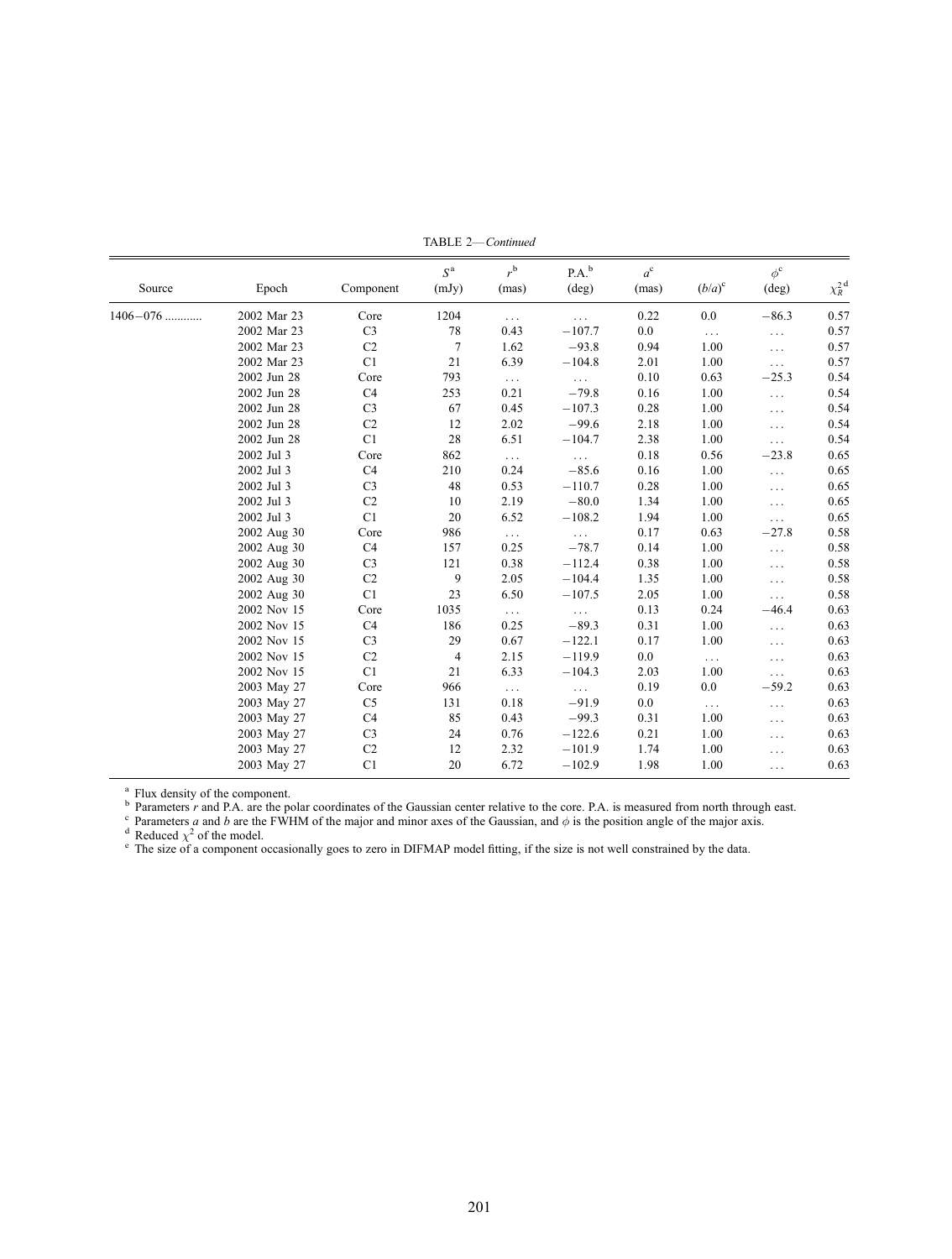TABLE 2—*Continued*

| Source | Epoch | Component | $S$[a] (mJy) | $r$[b] (mas) | P.A.[b] (deg) | $a$[c] (mas) | $(b/a)$[c] | $\phi$[c] (deg) | $\chi^2_R$[d] |
|---|---|---|---|---|---|---|---|---|---|
| 1406−076 ............ | 2002 Mar 23 | Core | 1204 | ... | ... | 0.22 | 0.0 | −86.3 | 0.57 |
| | 2002 Mar 23 | C3 | 78 | 0.43 | −107.7 | 0.0 | ... | ... | 0.57 |
| | 2002 Mar 23 | C2 | 7 | 1.62 | −93.8 | 0.94 | 1.00 | ... | 0.57 |
| | 2002 Mar 23 | C1 | 21 | 6.39 | −104.8 | 2.01 | 1.00 | ... | 0.57 |
| | 2002 Jun 28 | Core | 793 | ... | ... | 0.10 | 0.63 | −25.3 | 0.54 |
| | 2002 Jun 28 | C4 | 253 | 0.21 | −79.8 | 0.16 | 1.00 | ... | 0.54 |
| | 2002 Jun 28 | C3 | 67 | 0.45 | −107.3 | 0.28 | 1.00 | ... | 0.54 |
| | 2002 Jun 28 | C2 | 12 | 2.02 | −99.6 | 2.18 | 1.00 | ... | 0.54 |
| | 2002 Jun 28 | C1 | 28 | 6.51 | −104.7 | 2.38 | 1.00 | ... | 0.54 |
| | 2002 Jul 3 | Core | 862 | ... | ... | 0.18 | 0.56 | −23.8 | 0.65 |
| | 2002 Jul 3 | C4 | 210 | 0.24 | −85.6 | 0.16 | 1.00 | ... | 0.65 |
| | 2002 Jul 3 | C3 | 48 | 0.53 | −110.7 | 0.28 | 1.00 | ... | 0.65 |
| | 2002 Jul 3 | C2 | 10 | 2.19 | −80.0 | 1.34 | 1.00 | ... | 0.65 |
| | 2002 Jul 3 | C1 | 20 | 6.52 | −108.2 | 1.94 | 1.00 | ... | 0.65 |
| | 2002 Aug 30 | Core | 986 | ... | ... | 0.17 | 0.63 | −27.8 | 0.58 |
| | 2002 Aug 30 | C4 | 157 | 0.25 | −78.7 | 0.14 | 1.00 | ... | 0.58 |
| | 2002 Aug 30 | C3 | 121 | 0.38 | −112.4 | 0.38 | 1.00 | ... | 0.58 |
| | 2002 Aug 30 | C2 | 9 | 2.05 | −104.4 | 1.35 | 1.00 | ... | 0.58 |
| | 2002 Aug 30 | C1 | 23 | 6.50 | −107.5 | 2.05 | 1.00 | ... | 0.58 |
| | 2002 Nov 15 | Core | 1035 | ... | ... | 0.13 | 0.24 | −46.4 | 0.63 |
| | 2002 Nov 15 | C4 | 186 | 0.25 | −89.3 | 0.31 | 1.00 | ... | 0.63 |
| | 2002 Nov 15 | C3 | 29 | 0.67 | −122.1 | 0.17 | 1.00 | ... | 0.63 |
| | 2002 Nov 15 | C2 | 4 | 2.15 | −119.9 | 0.0 | ... | ... | 0.63 |
| | 2002 Nov 15 | C1 | 21 | 6.33 | −104.3 | 2.03 | 1.00 | ... | 0.63 |
| | 2003 May 27 | Core | 966 | ... | ... | 0.19 | 0.0 | −59.2 | 0.63 |
| | 2003 May 27 | C5 | 131 | 0.18 | −91.9 | 0.0 | ... | ... | 0.63 |
| | 2003 May 27 | C4 | 85 | 0.43 | −99.3 | 0.31 | 1.00 | ... | 0.63 |
| | 2003 May 27 | C3 | 24 | 0.76 | −122.6 | 0.21 | 1.00 | ... | 0.63 |
| | 2003 May 27 | C2 | 12 | 2.32 | −101.9 | 1.74 | 1.00 | ... | 0.63 |
| | 2003 May 27 | C1 | 20 | 6.72 | −102.9 | 1.98 | 1.00 | ... | 0.63 |

[a] Flux density of the component.
[b] Parameters $r$ and P.A. are the polar coordinates of the Gaussian center relative to the core. P.A. is measured from north through east.
[c] Parameters $a$ and $b$ are the FWHM of the major and minor axes of the Gaussian, and $\phi$ is the position angle of the major axis.
[d] Reduced $\chi^2$ of the model.
[e] The size of a component occasionally goes to zero in DIFMAP model fitting, if the size is not well constrained by the data.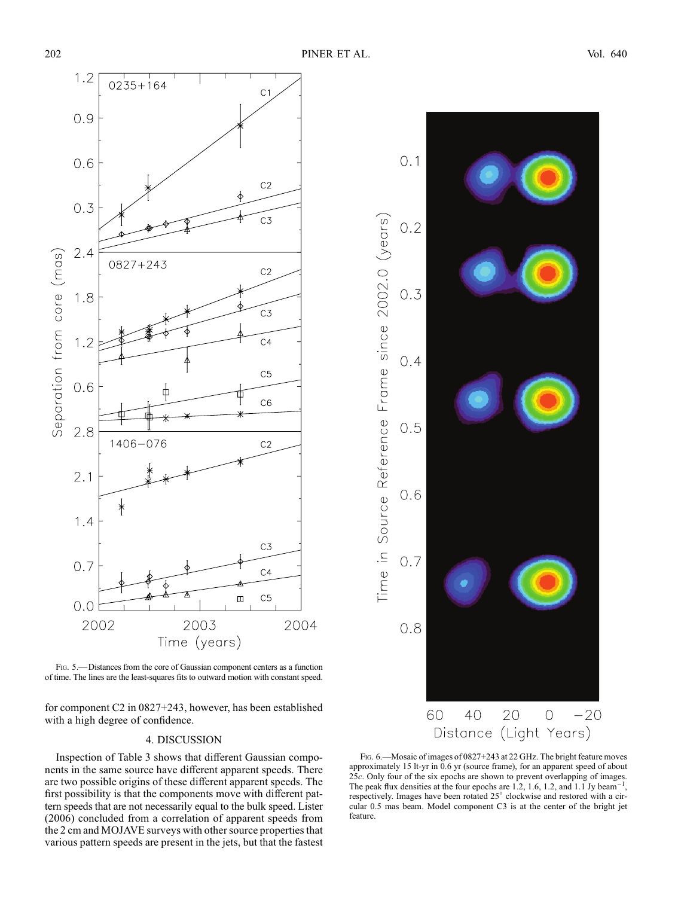FIG. 5.—Distances from the core of Gaussian component centers as a function of time. The lines are the least-squares fits to outward motion with constant speed.

FIG. 6.—Mosaic of images of 0827+243 at 22 GHz. The bright feature moves approximately 15 lt-yr in 0.6 yr (source frame), for an apparent speed of about 25$c$. Only four of the six epochs are shown to prevent overlapping of images. The peak flux densities at the four epochs are 1.2, 1.6, 1.2, and 1.1 Jy beam$^{-1}$, respectively. Images have been rotated 25° clockwise and restored with a circular 0.5 mas beam. Model component C3 is at the center of the bright jet feature.

for component C2 in 0827+243, however, has been established with a high degree of confidence.

## 4. DISCUSSION

Inspection of Table 3 shows that different Gaussian components in the same source have different apparent speeds. There are two possible origins of these different apparent speeds. The first possibility is that the components move with different pattern speeds that are not necessarily equal to the bulk speed. Lister (2006) concluded from a correlation of apparent speeds from the 2 cm and MOJAVE surveys with other source properties that various pattern speeds are present in the jets, but that the fastest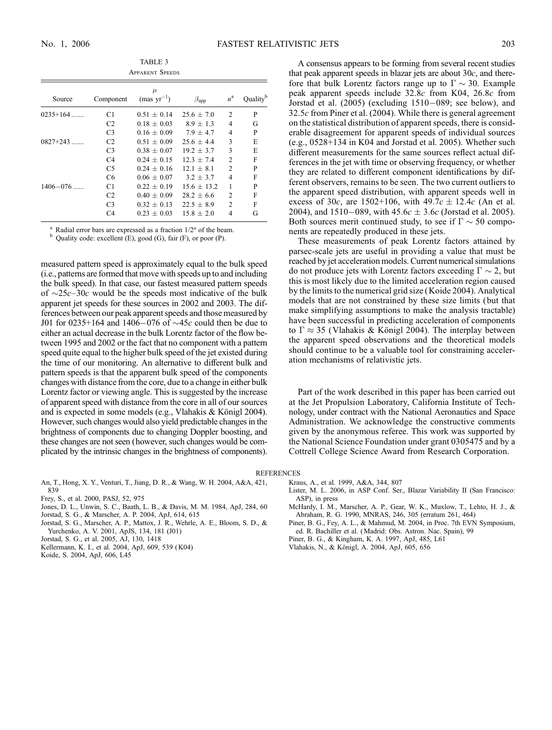TABLE 3

Apparent Speeds

| Source | Component | $\mu$ (mas yr$^{-1}$) | $\beta_{app}$ | $n$[a] | Quality[b] |
|---|---|---|---|---|---|
| 0235+164 ....... | C1 | $0.51 \pm 0.14$ | $25.6 \pm 7.0$ | 2 | P |
| | C2 | $0.18 \pm 0.03$ | $8.9 \pm 1.3$ | 4 | G |
| | C3 | $0.16 \pm 0.09$ | $7.9 \pm 4.7$ | 4 | P |
| 0827+243 ....... | C2 | $0.51 \pm 0.09$ | $25.6 \pm 4.4$ | 3 | E |
| | C3 | $0.38 \pm 0.07$ | $19.2 \pm 3.7$ | 3 | E |
| | C4 | $0.24 \pm 0.15$ | $12.3 \pm 7.4$ | 2 | F |
| | C5 | $0.24 \pm 0.16$ | $12.1 \pm 8.1$ | 2 | P |
| | C6 | $0.06 \pm 0.07$ | $3.2 \pm 3.7$ | 4 | F |
| 1406−076 ...... | C1 | $0.22 \pm 0.19$ | $15.6 \pm 13.2$ | 1 | P |
| | C2 | $0.40 \pm 0.09$ | $28.2 \pm 6.6$ | 2 | F |
| | C3 | $0.32 \pm 0.13$ | $22.5 \pm 8.9$ | 2 | F |
| | C4 | $0.23 \pm 0.03$ | $15.8 \pm 2.0$ | 4 | G |

[a] Radial error bars are expressed as a fraction $1/2^n$ of the beam.

[b] Quality code: excellent (E), good (G), fair (F), or poor (P).

measured pattern speed is approximately equal to the bulk speed (i.e., patterns are formed that move with speeds up to and including the bulk speed). In that case, our fastest measured pattern speeds of $\sim 25c$–$30c$ would be the speeds most indicative of the bulk apparent jet speeds for these sources in 2002 and 2003. The differences between our peak apparent speeds and those measured by J01 for 0235+164 and 1406−076 of $\sim 45c$ could then be due to either an actual decrease in the bulk Lorentz factor of the flow between 1995 and 2002 or the fact that no component with a pattern speed quite equal to the higher bulk speed of the jet existed during the time of our monitoring. An alternative to different bulk and pattern speeds is that the apparent bulk speed of the components changes with distance from the core, due to a change in either bulk Lorentz factor or viewing angle. This is suggested by the increase of apparent speed with distance from the core in all of our sources and is expected in some models (e.g., Vlahakis & Königl 2004). However, such changes would also yield predictable changes in the brightness of components due to changing Doppler boosting, and these changes are not seen (however, such changes would be complicated by the intrinsic changes in the brightness of components).

A consensus appears to be forming from several recent studies that peak apparent speeds in blazar jets are about $30c$, and therefore that bulk Lorentz factors range up to $\Gamma \sim 30$. Example peak apparent speeds include $32.8c$ from K04, $26.8c$ from Jorstad et al. (2005) (excluding 1510−089; see below), and $32.5c$ from Piner et al. (2004). While there is general agreement on the statistical distribution of apparent speeds, there is considerable disagreement for apparent speeds of individual sources (e.g., 0528+134 in K04 and Jorstad et al. 2005). Whether such different measurements for the same sources reflect actual differences in the jet with time or observing frequency, or whether they are related to different component identifications by different observers, remains to be seen. The two current outliers to the apparent speed distribution, with apparent speeds well in excess of $30c$, are 1502+106, with $49.7c \pm 12.4c$ (An et al. 2004), and 1510−089, with $45.6c \pm 3.6c$ (Jorstad et al. 2005). Both sources merit continued study, to see if $\Gamma \sim 50$ components are repeatedly produced in these jets.

These measurements of peak Lorentz factors attained by parsec-scale jets are useful in providing a value that must be reached by jet acceleration models. Current numerical simulations do not produce jets with Lorentz factors exceeding $\Gamma \sim 2$, but this is most likely due to the limited acceleration region caused by the limits to the numerical grid size (Koide 2004). Analytical models that are not constrained by these size limits (but that make simplifying assumptions to make the analysis tractable) have been successful in predicting acceleration of components to $\Gamma \approx 35$ (Vlahakis & Königl 2004). The interplay between the apparent speed observations and the theoretical models should continue to be a valuable tool for constraining acceleration mechanisms of relativistic jets.

Part of the work described in this paper has been carried out at the Jet Propulsion Laboratory, California Institute of Technology, under contract with the National Aeronautics and Space Administration. We acknowledge the constructive comments given by the anonymous referee. This work was supported by the National Science Foundation under grant 0305475 and by a Cottrell College Science Award from Research Corporation.

## REFERENCES

An, T., Hong, X. Y., Venturi, T., Jiang, D. R., & Wang, W. H. 2004, A&A, 421, 839

Frey, S., et al. 2000, PASJ, 52, 975

Jones, D. L., Unwin, S. C., Baath, L. B., & Davis, M. M. 1984, ApJ, 284, 60

Jorstad, S. G., & Marscher, A. P. 2004, ApJ, 614, 615

Jorstad, S. G., Marscher, A. P., Mattox, J. R., Wehrle, A. E., Bloom, S. D., & Yurchenko, A. V. 2001, ApJS, 134, 181 (J01)

Jorstad, S. G., et al. 2005, AJ, 130, 1418

Kellermann, K. I., et al. 2004, ApJ, 609, 539 (K04)

Koide, S. 2004, ApJ, 606, L45

Kraus, A., et al. 1999, A&A, 344, 807

Lister, M. L. 2006, in ASP Conf. Ser., Blazar Variability II (San Francisco: ASP), in press

McHardy, I. M., Marscher, A. P., Gear, W. K., Muxlow, T., Lehto, H. J., & Abraham, R. G. 1990, MNRAS, 246, 305 (erratum 261, 464)

Piner, B. G., Fey, A. L., & Mahmud, M. 2004, in Proc. 7th EVN Symposium, ed. R. Bachiller et al. (Madrid: Obs. Astron. Nac. Spain), 99

Piner, B. G., & Kingham, K. A. 1997, ApJ, 485, L61

Vlahakis, N., & Königl, A. 2004, ApJ, 605, 656